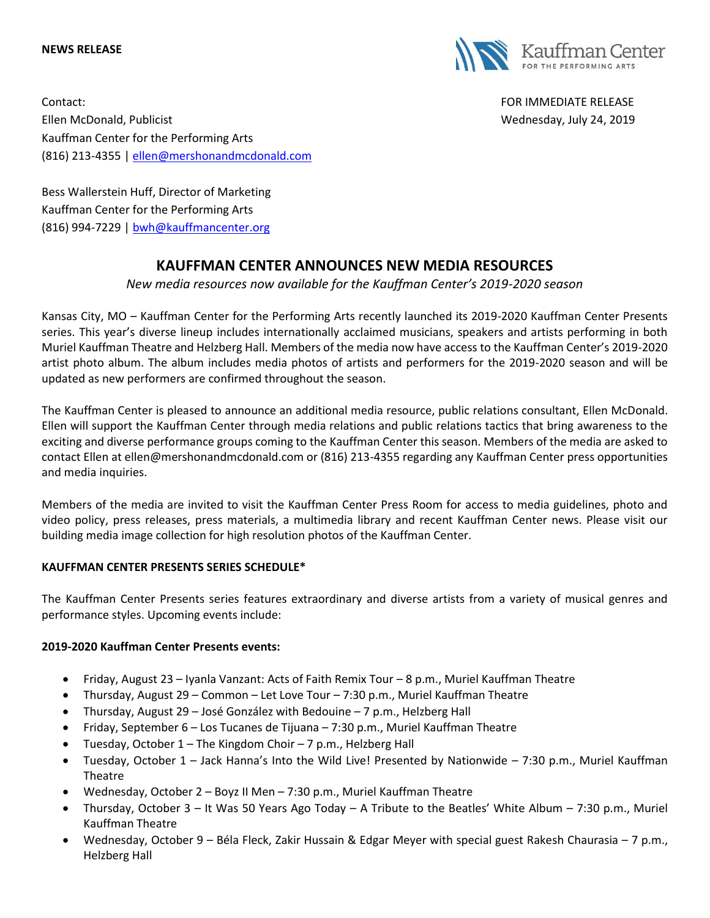**NEWS RELEASE**

Kauffman Center FOR THE PERFORMING ARTS

Contact:
Ellen McDonald, Publicist
Kauffman Center for the Performing Arts
(816) 213-4355 | ellen@mershonandmcdonald.com

FOR IMMEDIATE RELEASE
Wednesday, July 24, 2019

Bess Wallerstein Huff, Director of Marketing
Kauffman Center for the Performing Arts
(816) 994-7229 | bwh@kauffmancenter.org

# KAUFFMAN CENTER ANNOUNCES NEW MEDIA RESOURCES

*New media resources now available for the Kauffman Center's 2019-2020 season*

Kansas City, MO – Kauffman Center for the Performing Arts recently launched its 2019-2020 Kauffman Center Presents series. This year's diverse lineup includes internationally acclaimed musicians, speakers and artists performing in both Muriel Kauffman Theatre and Helzberg Hall. Members of the media now have access to the Kauffman Center's 2019-2020 artist photo album. The album includes media photos of artists and performers for the 2019-2020 season and will be updated as new performers are confirmed throughout the season.

The Kauffman Center is pleased to announce an additional media resource, public relations consultant, Ellen McDonald. Ellen will support the Kauffman Center through media relations and public relations tactics that bring awareness to the exciting and diverse performance groups coming to the Kauffman Center this season. Members of the media are asked to contact Ellen at ellen@mershonandmcdonald.com or (816) 213-4355 regarding any Kauffman Center press opportunities and media inquiries.

Members of the media are invited to visit the Kauffman Center Press Room for access to media guidelines, photo and video policy, press releases, press materials, a multimedia library and recent Kauffman Center news. Please visit our building media image collection for high resolution photos of the Kauffman Center.

**KAUFFMAN CENTER PRESENTS SERIES SCHEDULE***

The Kauffman Center Presents series features extraordinary and diverse artists from a variety of musical genres and performance styles. Upcoming events include:

**2019-2020 Kauffman Center Presents events:**

- Friday, August 23 – Iyanla Vanzant: Acts of Faith Remix Tour – 8 p.m., Muriel Kauffman Theatre
- Thursday, August 29 – Common – Let Love Tour – 7:30 p.m., Muriel Kauffman Theatre
- Thursday, August 29 – José González with Bedouine – 7 p.m., Helzberg Hall
- Friday, September 6 – Los Tucanes de Tijuana – 7:30 p.m., Muriel Kauffman Theatre
- Tuesday, October 1 – The Kingdom Choir – 7 p.m., Helzberg Hall
- Tuesday, October 1 – Jack Hanna's Into the Wild Live! Presented by Nationwide – 7:30 p.m., Muriel Kauffman Theatre
- Wednesday, October 2 – Boyz II Men – 7:30 p.m., Muriel Kauffman Theatre
- Thursday, October 3 – It Was 50 Years Ago Today – A Tribute to the Beatles' White Album – 7:30 p.m., Muriel Kauffman Theatre
- Wednesday, October 9 – Béla Fleck, Zakir Hussain & Edgar Meyer with special guest Rakesh Chaurasia – 7 p.m., Helzberg Hall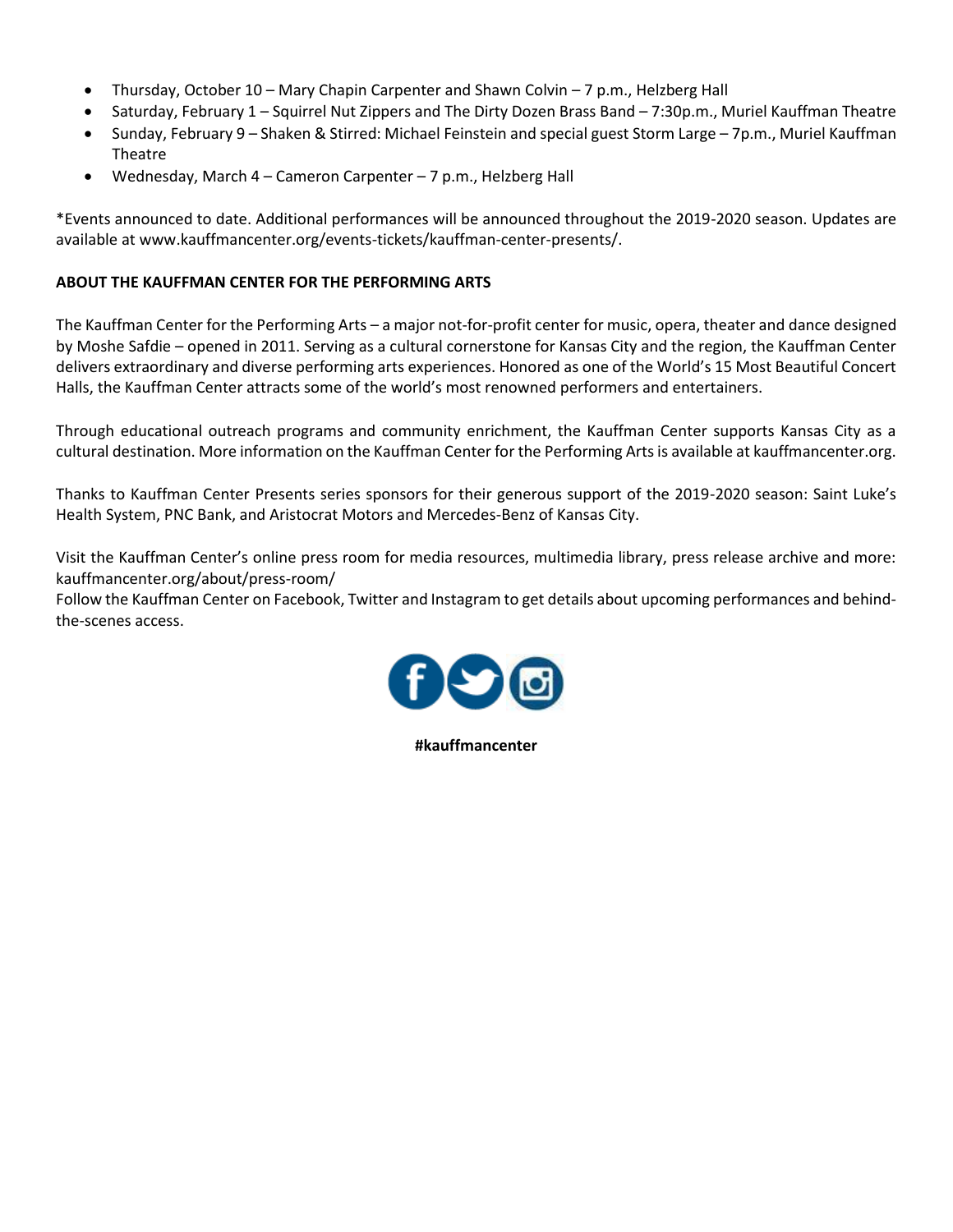- Thursday, October 10 – Mary Chapin Carpenter and Shawn Colvin – 7 p.m., Helzberg Hall
- Saturday, February 1 – Squirrel Nut Zippers and The Dirty Dozen Brass Band – 7:30p.m., Muriel Kauffman Theatre
- Sunday, February 9 – Shaken & Stirred: Michael Feinstein and special guest Storm Large – 7p.m., Muriel Kauffman Theatre
- Wednesday, March 4 – Cameron Carpenter – 7 p.m., Helzberg Hall

*Events announced to date. Additional performances will be announced throughout the 2019-2020 season. Updates are available at www.kauffmancenter.org/events-tickets/kauffman-center-presents/.

**ABOUT THE KAUFFMAN CENTER FOR THE PERFORMING ARTS**

The Kauffman Center for the Performing Arts – a major not-for-profit center for music, opera, theater and dance designed by Moshe Safdie – opened in 2011. Serving as a cultural cornerstone for Kansas City and the region, the Kauffman Center delivers extraordinary and diverse performing arts experiences. Honored as one of the World's 15 Most Beautiful Concert Halls, the Kauffman Center attracts some of the world's most renowned performers and entertainers.

Through educational outreach programs and community enrichment, the Kauffman Center supports Kansas City as a cultural destination. More information on the Kauffman Center for the Performing Arts is available at kauffmancenter.org.

Thanks to Kauffman Center Presents series sponsors for their generous support of the 2019-2020 season: Saint Luke's Health System, PNC Bank, and Aristocrat Motors and Mercedes-Benz of Kansas City.

Visit the Kauffman Center's online press room for media resources, multimedia library, press release archive and more: kauffmancenter.org/about/press-room/

Follow the Kauffman Center on Facebook, Twitter and Instagram to get details about upcoming performances and behind-the-scenes access.

**#kauffmancenter**